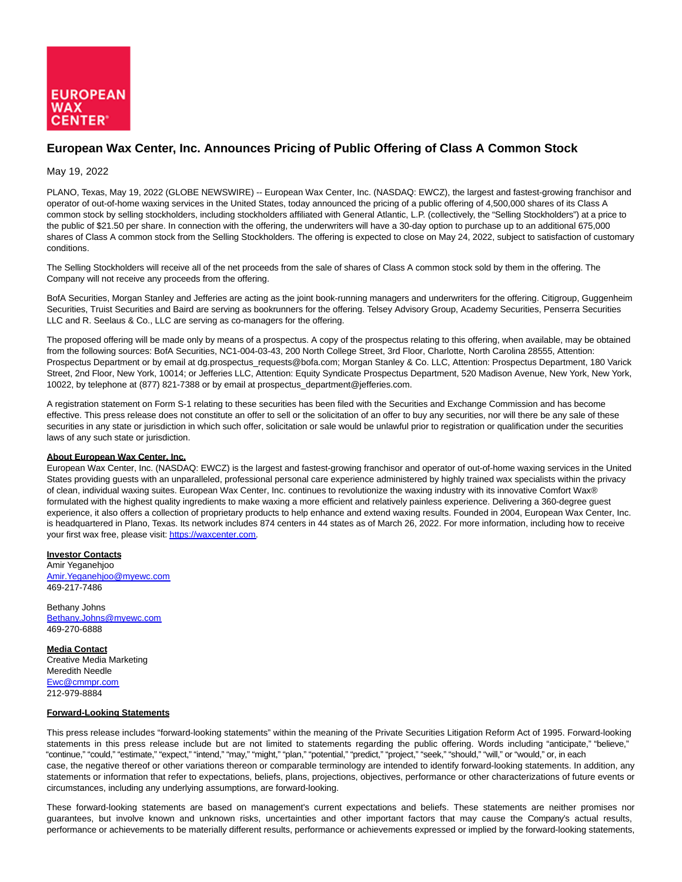# European Wax Center, Inc. Announces Pricing of Public Offering of Class A Common Stock

May 19, 2022

PLANO, Texas, May 19, 2022 (GLOBE NEWSWIRE) -- European Wax Center, Inc. (NASDAQ: EWCZ), the largest and fastest-growing franchisor and operator of out-of-home waxing services in the United States, today announced the pricing of a public offering of 4,500,000 shares of its Class A common stock by selling stockholders, including stockholders affiliated with General Atlantic, L.P. (collectively, the "Selling Stockholders") at a price to the public of $21.50 per share. In connection with the offering, the underwriters will have a 30-day option to purchase up to an additional 675,000 shares of Class A common stock from the Selling Stockholders. The offering is expected to close on May 24, 2022, subject to satisfaction of customary conditions.

The Selling Stockholders will receive all of the net proceeds from the sale of shares of Class A common stock sold by them in the offering. The Company will not receive any proceeds from the offering.

BofA Securities, Morgan Stanley and Jefferies are acting as the joint book-running managers and underwriters for the offering. Citigroup, Guggenheim Securities, Truist Securities and Baird are serving as bookrunners for the offering. Telsey Advisory Group, Academy Securities, Penserra Securities LLC and R. Seelaus & Co., LLC are serving as co-managers for the offering.

The proposed offering will be made only by means of a prospectus. A copy of the prospectus relating to this offering, when available, may be obtained from the following sources: BofA Securities, NC1-004-03-43, 200 North College Street, 3rd Floor, Charlotte, North Carolina 28555, Attention: Prospectus Department or by email at dg.prospectus_requests@bofa.com; Morgan Stanley & Co. LLC, Attention: Prospectus Department, 180 Varick Street, 2nd Floor, New York, 10014; or Jefferies LLC, Attention: Equity Syndicate Prospectus Department, 520 Madison Avenue, New York, New York, 10022, by telephone at (877) 821-7388 or by email at prospectus_department@jefferies.com.

A registration statement on Form S-1 relating to these securities has been filed with the Securities and Exchange Commission and has become effective. This press release does not constitute an offer to sell or the solicitation of an offer to buy any securities, nor will there be any sale of these securities in any state or jurisdiction in which such offer, solicitation or sale would be unlawful prior to registration or qualification under the securities laws of any such state or jurisdiction.

**About European Wax Center, Inc.**

European Wax Center, Inc. (NASDAQ: EWCZ) is the largest and fastest-growing franchisor and operator of out-of-home waxing services in the United States providing guests with an unparalleled, professional personal care experience administered by highly trained wax specialists within the privacy of clean, individual waxing suites. European Wax Center, Inc. continues to revolutionize the waxing industry with its innovative Comfort Wax® formulated with the highest quality ingredients to make waxing a more efficient and relatively painless experience. Delivering a 360-degree guest experience, it also offers a collection of proprietary products to help enhance and extend waxing results. Founded in 2004, European Wax Center, Inc. is headquartered in Plano, Texas. Its network includes 874 centers in 44 states as of March 26, 2022. For more information, including how to receive your first wax free, please visit: https://waxcenter.com.

**Investor Contacts**

Amir Yeganehjoo
Amir.Yeganehjoo@myewc.com
469-217-7486

Bethany Johns
Bethany.Johns@myewc.com
469-270-6888

**Media Contact**

Creative Media Marketing
Meredith Needle
Ewc@cmmpr.com
212-979-8884

**Forward-Looking Statements**

This press release includes "forward-looking statements" within the meaning of the Private Securities Litigation Reform Act of 1995. Forward-looking statements in this press release include but are not limited to statements regarding the public offering. Words including "anticipate," "believe," "continue," "could," "estimate," "expect," "intend," "may," "might," "plan," "potential," "predict," "project," "seek," "should," "will," or "would," or, in each case, the negative thereof or other variations thereon or comparable terminology are intended to identify forward-looking statements. In addition, any statements or information that refer to expectations, beliefs, plans, projections, objectives, performance or other characterizations of future events or circumstances, including any underlying assumptions, are forward-looking.

These forward-looking statements are based on management's current expectations and beliefs. These statements are neither promises nor guarantees, but involve known and unknown risks, uncertainties and other important factors that may cause the Company's actual results, performance or achievements to be materially different results, performance or achievements expressed or implied by the forward-looking statements,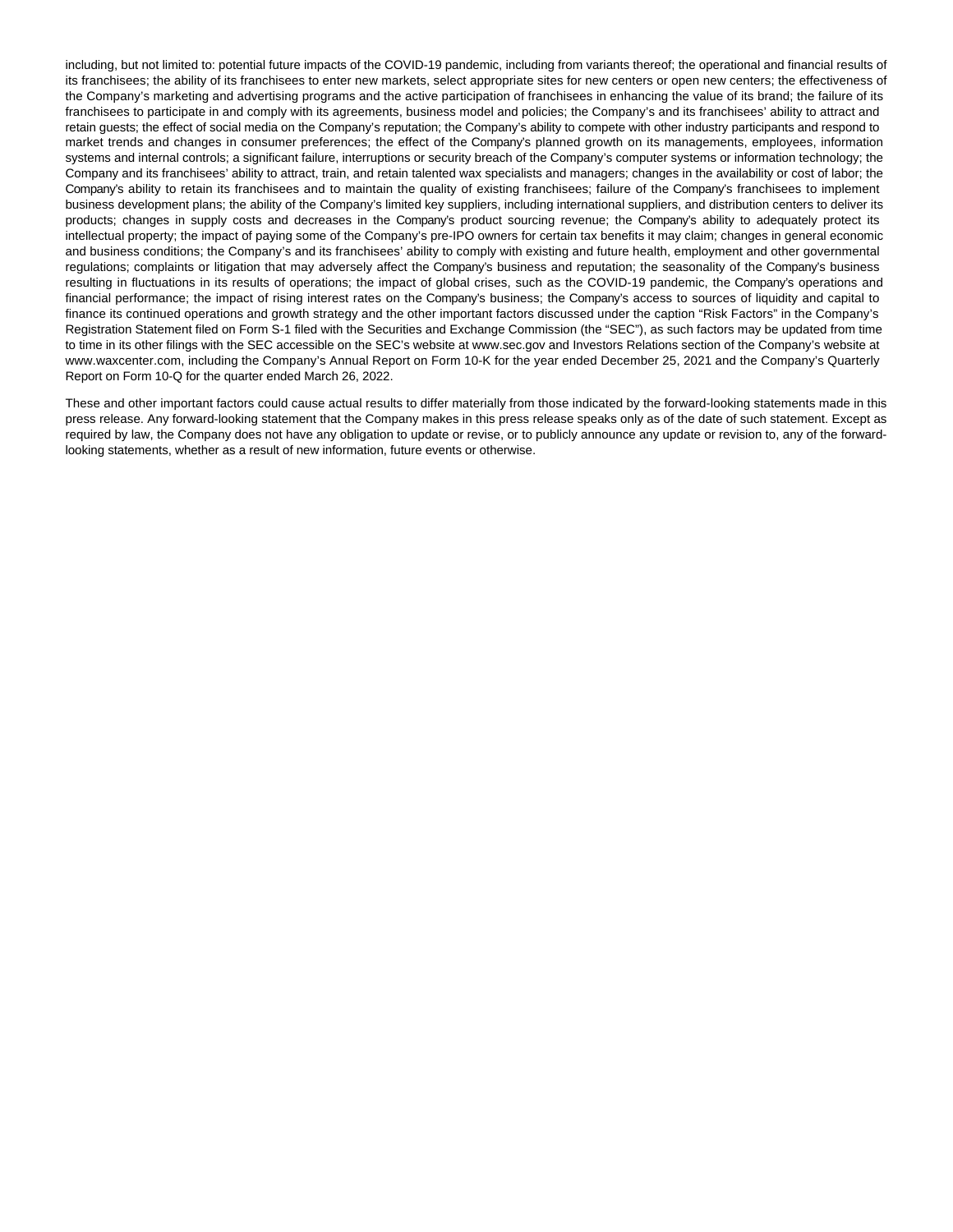including, but not limited to: potential future impacts of the COVID-19 pandemic, including from variants thereof; the operational and financial results of its franchisees; the ability of its franchisees to enter new markets, select appropriate sites for new centers or open new centers; the effectiveness of the Company's marketing and advertising programs and the active participation of franchisees in enhancing the value of its brand; the failure of its franchisees to participate in and comply with its agreements, business model and policies; the Company's and its franchisees' ability to attract and retain guests; the effect of social media on the Company's reputation; the Company's ability to compete with other industry participants and respond to market trends and changes in consumer preferences; the effect of the Company's planned growth on its managements, employees, information systems and internal controls; a significant failure, interruptions or security breach of the Company's computer systems or information technology; the Company and its franchisees' ability to attract, train, and retain talented wax specialists and managers; changes in the availability or cost of labor; the Company's ability to retain its franchisees and to maintain the quality of existing franchisees; failure of the Company's franchisees to implement business development plans; the ability of the Company's limited key suppliers, including international suppliers, and distribution centers to deliver its products; changes in supply costs and decreases in the Company's product sourcing revenue; the Company's ability to adequately protect its intellectual property; the impact of paying some of the Company's pre-IPO owners for certain tax benefits it may claim; changes in general economic and business conditions; the Company's and its franchisees' ability to comply with existing and future health, employment and other governmental regulations; complaints or litigation that may adversely affect the Company's business and reputation; the seasonality of the Company's business resulting in fluctuations in its results of operations; the impact of global crises, such as the COVID-19 pandemic, the Company's operations and financial performance; the impact of rising interest rates on the Company's business; the Company's access to sources of liquidity and capital to finance its continued operations and growth strategy and the other important factors discussed under the caption "Risk Factors" in the Company's Registration Statement filed on Form S-1 filed with the Securities and Exchange Commission (the "SEC"), as such factors may be updated from time to time in its other filings with the SEC accessible on the SEC's website at www.sec.gov and Investors Relations section of the Company's website at www.waxcenter.com, including the Company's Annual Report on Form 10-K for the year ended December 25, 2021 and the Company's Quarterly Report on Form 10-Q for the quarter ended March 26, 2022.

These and other important factors could cause actual results to differ materially from those indicated by the forward-looking statements made in this press release. Any forward-looking statement that the Company makes in this press release speaks only as of the date of such statement. Except as required by law, the Company does not have any obligation to update or revise, or to publicly announce any update or revision to, any of the forward-looking statements, whether as a result of new information, future events or otherwise.